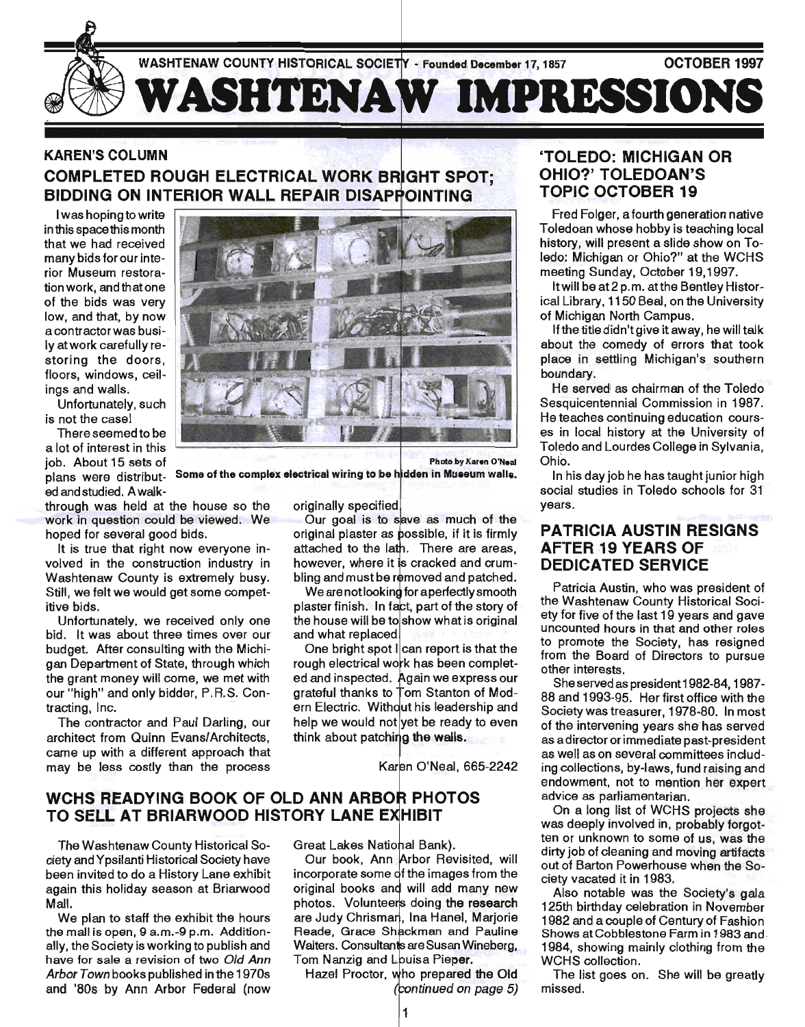WASHTENAW COUNTY HISTORICAL SOCIETY - Founded December 17, 1857

OCTOBER 1997

# WASHTENAW IMPRESSIONS

## KAREN'S COLUMN

## COMPLETED ROUGH ELECTRICAL WORK BRIGHT SPOT; BIDDING ON INTERIOR WALL REPAIR DISAPPOINTING

I was hoping to write in this space this month that we had received many bids for our interior Museum restoration work, and that one of the bids was very low, and that, by now a contractor was busily at work carefully restoring the doors, floors, windows, ceilings and walls.

Unfortunately, such is not the case!

There seemed to be a lot of interest in this job. About 15 sets of plans were distributed and studied. A walk-through was held at the house so the work in question could be viewed. We hoped for several good bids.

Photo by Karen O'Neal

Some of the complex electrical wiring to be hidden in Museum walls.

It is true that right now everyone involved in the construction industry in Washtenaw County is extremely busy. Still, we felt we would get some competitive bids.

Unfortunately, we received only one bid. It was about three times over our budget. After consulting with the Michigan Department of State, through which the grant money will come, we met with our "high" and only bidder, P.R.S. Contracting, Inc.

The contractor and Paul Darling, our architect from Quinn Evans/Architects, came up with a different approach that may be less costly than the process originally specified.

Our goal is to save as much of the original plaster as possible, if it is firmly attached to the lath. There are areas, however, where it is cracked and crumbling and must be removed and patched.

We are not looking for a perfectly smooth plaster finish. In fact, part of the story of the house will be to show what is original and what replaced.

One bright spot I can report is that the rough electrical work has been completed and inspected. Again we express our grateful thanks to Tom Stanton of Modern Electric. Without his leadership and help we would not yet be ready to even think about patching the walls.

Karen O'Neal, 665-2242

## 'TOLEDO: MICHIGAN OR OHIO?' TOLEDOAN'S TOPIC OCTOBER 19

Fred Folger, a fourth generation native Toledoan whose hobby is teaching local history, will present a slide show on Toledo: Michigan or Ohio?" at the WCHS meeting Sunday, October 19, 1997.

It will be at 2 p.m. at the Bentley Historical Library, 1150 Beal, on the University of Michigan North Campus.

If the title didn't give it away, he will talk about the comedy of errors that took place in settling Michigan's southern boundary.

He served as chairman of the Toledo Sesquicentennial Commission in 1987. He teaches continuing education courses in local history at the University of Toledo and Lourdes College in Sylvania, Ohio.

In his day job he has taught junior high social studies in Toledo schools for 31 years.

## WCHS READYING BOOK OF OLD ANN ARBOR PHOTOS TO SELL AT BRIARWOOD HISTORY LANE EXHIBIT

The Washtenaw County Historical Society and Ypsilanti Historical Society have been invited to do a History Lane exhibit again this holiday season at Briarwood Mall.

We plan to staff the exhibit the hours the mall is open, 9 a.m.-9 p.m. Additionally, the Society is working to publish and have for sale a revision of two *Old Ann Arbor Town* books published in the 1970s and '80s by Ann Arbor Federal (now Great Lakes National Bank).

Our book, Ann Arbor Revisited, will incorporate some of the images from the original books and will add many new photos. Volunteers doing the research are Judy Chrisman, Ina Hanel, Marjorie Reade, Grace Shackman and Pauline Walters. Consultants are Susan Wineberg, Tom Nanzig and Louisa Pieper.

Hazel Proctor, who prepared the Old *(continued on page 5)*

## PATRICIA AUSTIN RESIGNS AFTER 19 YEARS OF DEDICATED SERVICE

Patricia Austin, who was president of the Washtenaw County Historical Society for five of the last 19 years and gave uncounted hours in that and other roles to promote the Society, has resigned from the Board of Directors to pursue other interests.

She served as president 1982-84, 1987-88 and 1993-95. Her first office with the Society was treasurer, 1978-80. In most of the intervening years she has served as a director or immediate past-president as well as on several committees including collections, by-laws, fund raising and endowment, not to mention her expert advice as parliamentarian.

On a long list of WCHS projects she was deeply involved in, probably forgotten or unknown to some of us, was the dirty job of cleaning and moving artifacts out of Barton Powerhouse when the Society vacated it in 1983.

Also notable was the Society's gala 125th birthday celebration in November 1982 and a couple of Century of Fashion Shows at Cobblestone Farm in 1983 and 1984, showing mainly clothing from the WCHS collection.

The list goes on. She will be greatly missed.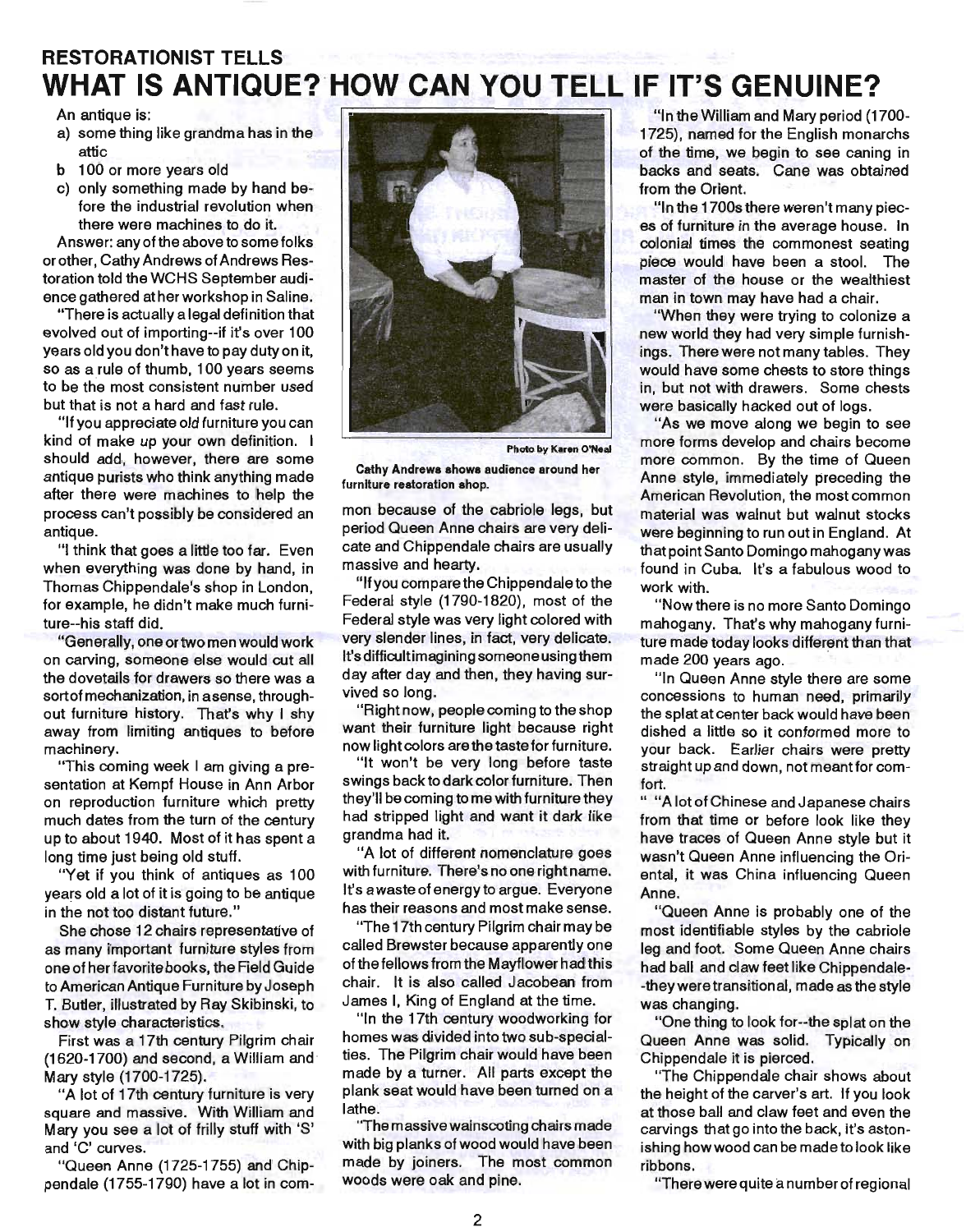## RESTORATIONIST TELLS

# WHAT IS ANTIQUE? HOW CAN YOU TELL IF IT'S GENUINE?

An antique is:

a) some thing like grandma has in the attic

b 100 or more years old

c) only something made by hand before the industrial revolution when there were machines to do it.

Answer: any of the above to some folks or other, Cathy Andrews of Andrews Restoration told the WCHS September audience gathered at her workshop in Saline.

"There is actually a legal definition that evolved out of importing--if it's over 100 years old you don't have to pay duty on it, so as a rule of thumb, 100 years seems to be the most consistent number used but that is not a hard and fast rule.

"If you appreciate old furniture you can kind of make up your own definition. I should add, however, there are some antique purists who think anything made after there were machines to help the process can't possibly be considered an antique.

"I think that goes a little too far. Even when everything was done by hand, in Thomas Chippendale's shop in London, for example, he didn't make much furniture--his staff did.

"Generally, one or two men would work on carving, someone else would cut all the dovetails for drawers so there was a sort of mechanization, in a sense, throughout furniture history. That's why I shy away from limiting antiques to before machinery.

"This coming week I am giving a presentation at Kempf House in Ann Arbor on reproduction furniture which pretty much dates from the turn of the century up to about 1940. Most of it has spent a long time just being old stuff.

"Yet if you think of antiques as 100 years old a lot of it is going to be antique in the not too distant future."

She chose 12 chairs representative of as many important furniture styles from one of her favorite books, the Field Guide to American Antique Furniture by Joseph T. Butler, illustrated by Ray Skibinski, to show style characteristics.

First was a 17th century Pilgrim chair (1620-1700) and second, a William and Mary style (1700-1725).

"A lot of 17th century furniture is very square and massive. With William and Mary you see a lot of frilly stuff with 'S' and 'C' curves.

"Queen Anne (1725-1755) and Chippendale (1755-1790) have a lot in common because of the cabriole legs, but period Queen Anne chairs are very delicate and Chippendale chairs are usually massive and hearty.

Photo by Karen O'Neal

Cathy Andrews shows audience around her furniture restoration shop.

"If you compare the Chippendale to the Federal style (1790-1820), most of the Federal style was very light colored with very slender lines, in fact, very delicate. It's difficult imagining someone using them day after day and then, they having survived so long.

"Right now, people coming to the shop want their furniture light because right now light colors are the taste for furniture.

"It won't be very long before taste swings back to dark color furniture. Then they'll be coming to me with furniture they had stripped light and want it dark like grandma had it.

"A lot of different nomenclature goes with furniture. There's no one right name. It's a waste of energy to argue. Everyone has their reasons and most make sense.

"The 17th century Pilgrim chair may be called Brewster because apparently one of the fellows from the Mayflower had this chair. It is also called Jacobean from James I, King of England at the time.

"In the 17th century woodworking for homes was divided into two sub-specialties. The Pilgrim chair would have been made by a turner. All parts except the plank seat would have been turned on a lathe.

"The massive wainscoting chairs made with big planks of wood would have been made by joiners. The most common woods were oak and pine.

"In the William and Mary period (1700-1725), named for the English monarchs of the time, we begin to see caning in backs and seats. Cane was obtained from the Orient.

"In the 1700s there weren't many pieces of furniture in the average house. In colonial times the commonest seating piece would have been a stool. The master of the house or the wealthiest man in town may have had a chair.

"When they were trying to colonize a new world they had very simple furnishings. There were not many tables. They would have some chests to store things in, but not with drawers. Some chests were basically hacked out of logs.

"As we move along we begin to see more forms develop and chairs become more common. By the time of Queen Anne style, immediately preceding the American Revolution, the most common material was walnut but walnut stocks were beginning to run out in England. At that point Santo Domingo mahogany was found in Cuba. It's a fabulous wood to work with.

"Now there is no more Santo Domingo mahogany. That's why mahogany furniture made today looks different than that made 200 years ago.

"In Queen Anne style there are some concessions to human need, primarily the splat at center back would have been dished a little so it conformed more to your back. Earlier chairs were pretty straight up and down, not meant for comfort.

" "A lot of Chinese and Japanese chairs from that time or before look like they have traces of Queen Anne style but it wasn't Queen Anne influencing the Oriental, it was China influencing Queen Anne.

"Queen Anne is probably one of the most identifiable styles by the cabriole leg and foot. Some Queen Anne chairs had ball and claw feet like Chippendale--they were transitional, made as the style was changing.

"One thing to look for--the splat on the Queen Anne was solid. Typically on Chippendale it is pierced.

"The Chippendale chair shows about the height of the carver's art. If you look at those ball and claw feet and even the carvings that go into the back, it's astonishing how wood can be made to look like ribbons.

"There were quite a number of regional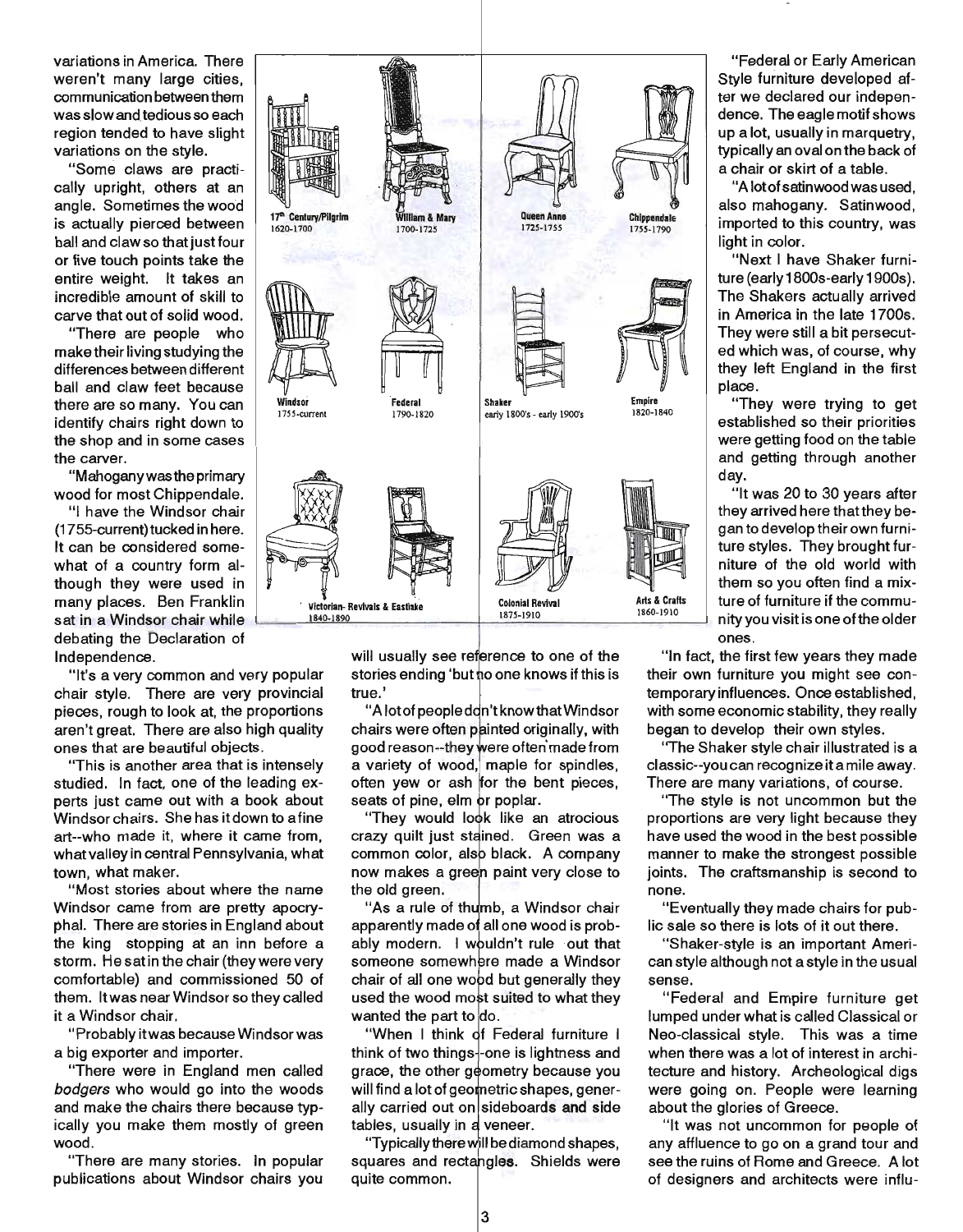variations in America. There weren't many large cities, communication between them was slow and tedious so each region tended to have slight variations on the style.

"Some claws are practically upright, others at an angle. Sometimes the wood is actually pierced between ball and claw so that just four or five touch points take the entire weight. It takes an incredible amount of skill to carve that out of solid wood.

"There are people who make their living studying the differences between different ball and claw feet because there are so many. You can identify chairs right down to the shop and in some cases the carver.

"Mahogany was the primary wood for most Chippendale.

"I have the Windsor chair (1755-current) tucked in here. It can be considered somewhat of a country form although they were used in many places. Ben Franklin sat in a Windsor chair while debating the Declaration of Independence.

"It's a very common and very popular chair style. There are very provincial pieces, rough to look at, the proportions aren't great. There are also high quality ones that are beautiful objects.

"This is another area that is intensely studied. In fact, one of the leading experts just came out with a book about Windsor chairs. She has it down to a fine art--who made it, where it came from, what valley in central Pennsylvania, what town, what maker.

"Most stories about where the name Windsor came from are pretty apocryphal. There are stories in England about the king stopping at an inn before a storm. He sat in the chair (they were very comfortable) and commissioned 50 of them. It was near Windsor so they called it a Windsor chair.

"Probably it was because Windsor was a big exporter and importer.

"There were in England men called *bodgers* who would go into the woods and make the chairs there because typically you make them mostly of green wood.

"There are many stories. In popular publications about Windsor chairs you will usually see reference to one of the stories ending 'but no one knows if this is true.'

"A lot of people don't know that Windsor chairs were often painted originally, with good reason--they were often made from a variety of wood, maple for spindles, often yew or ash for the bent pieces, seats of pine, elm or poplar.

"They would look like an atrocious crazy quilt just stained. Green was a common color, also black. A company now makes a green paint very close to the old green.

"As a rule of thumb, a Windsor chair apparently made of all one wood is probably modern. I wouldn't rule out that someone somewhere made a Windsor chair of all one wood but generally they used the wood most suited to what they wanted the part to do.

"When I think of Federal furniture I think of two things--one is lightness and grace, the other geometry because you will find a lot of geometric shapes, generally carried out on sideboards and side tables, usually in a veneer.

"Typically there will be diamond shapes, squares and rectangles. Shields were quite common.

17th Century/Pilgrim 1620-1700 | William & Mary 1700-1725 | Queen Anne 1725-1755 | Chippendale 1755-1790 | Windsor 1755-current | Federal 1790-1820 | Shaker early 1800's - early 1900's | Empire 1820-1840 | Victorian- Revivals & Eastlake 1840-1890 | Colonial Revival 1875-1910 | Arts & Crafts 1860-1910

"Federal or Early American Style furniture developed after we declared our independence. The eagle motif shows up a lot, usually in marquetry, typically an oval on the back of a chair or skirt of a table.

"A lot of satinwood was used, also mahogany. Satinwood, imported to this country, was light in color.

"Next I have Shaker furniture (early 1800s-early 1900s). The Shakers actually arrived in America in the late 1700s. They were still a bit persecuted which was, of course, why they left England in the first place.

"They were trying to get established so their priorities were getting food on the table and getting through another day.

"It was 20 to 30 years after they arrived here that they began to develop their own furniture styles. They brought furniture of the old world with them so you often find a mixture of furniture if the community you visit is one of the older ones.

"In fact, the first few years they made their own furniture you might see contemporary influences. Once established, with some economic stability, they really began to develop their own styles.

"The Shaker style chair illustrated is a classic--you can recognize it a mile away. There are many variations, of course.

"The style is not uncommon but the proportions are very light because they have used the wood in the best possible manner to make the strongest possible joints. The craftsmanship is second to none.

"Eventually they made chairs for public sale so there is lots of it out there.

"Shaker-style is an important American style although not a style in the usual sense.

"Federal and Empire furniture get lumped under what is called Classical or Neo-classical style. This was a time when there was a lot of interest in architecture and history. Archeological digs were going on. People were learning about the glories of Greece.

"It was not uncommon for people of any affluence to go on a grand tour and see the ruins of Rome and Greece. A lot of designers and architects were influ-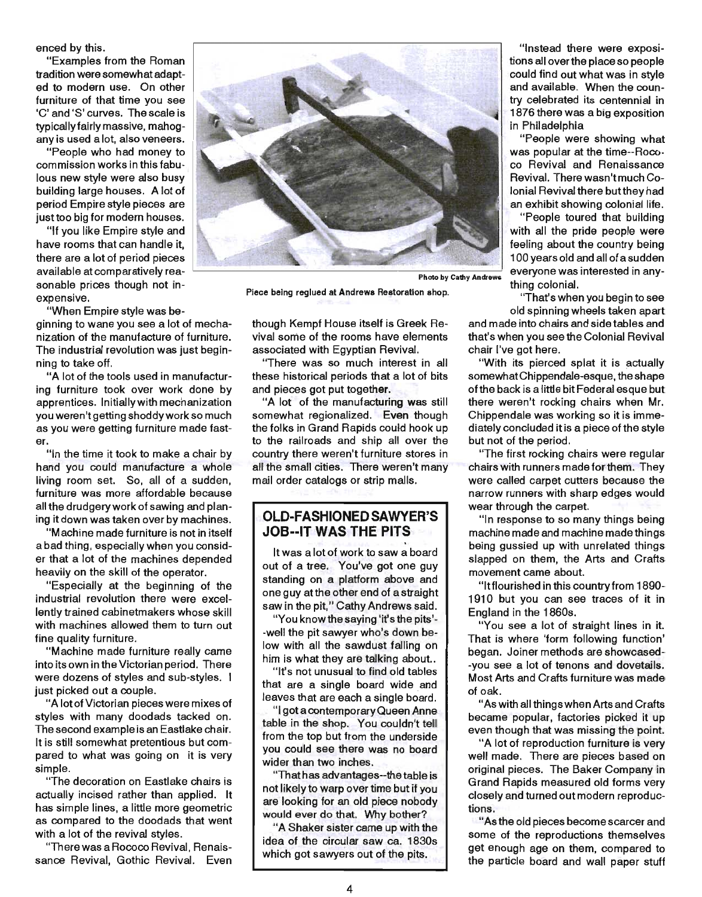enced by this.

"Examples from the Roman tradition were somewhat adapted to modern use. On other furniture of that time you see 'C' and 'S' curves. The scale is typically fairly massive, mahogany is used a lot, also veneers.

"People who had money to commission works in this fabulous new style were also busy building large houses. A lot of period Empire style pieces are just too big for modern houses.

"If you like Empire style and have rooms that can handle it, there are a lot of period pieces available at comparatively reasonable prices though not inexpensive.

"When Empire style was beginning to wane you see a lot of mechanization of the manufacture of furniture. The industrial revolution was just beginning to take off.

"A lot of the tools used in manufacturing furniture took over work done by apprentices. Initially with mechanization you weren't getting shoddy work so much as you were getting furniture made faster.

"In the time it took to make a chair by hand you could manufacture a whole living room set. So, all of a sudden, furniture was more affordable because all the drudgery work of sawing and planing it down was taken over by machines.

"Machine made furniture is not in itself a bad thing, especially when you consider that a lot of the machines depended heavily on the skill of the operator.

"Especially at the beginning of the industrial revolution there were excellently trained cabinetmakers whose skill with machines allowed them to turn out fine quality furniture.

"Machine made furniture really came into its own in the Victorian period. There were dozens of styles and sub-styles. I just picked out a couple.

"A lot of Victorian pieces were mixes of styles with many doodads tacked on. The second example is an Eastlake chair. It is still somewhat pretentious but compared to what was going on it is very simple.

"The decoration on Eastlake chairs is actually incised rather than applied. It has simple lines, a little more geometric as compared to the doodads that went with a lot of the revival styles.

"There was a Rococo Revival, Renaissance Revival, Gothic Revival. Even though Kempf House itself is Greek Revival some of the rooms have elements associated with Egyptian Revival.

"There was so much interest in all these historical periods that a lot of bits and pieces got put together.

"A lot of the manufacturing was still somewhat regionalized. Even though the folks in Grand Rapids could hook up to the railroads and ship all over the country there weren't furniture stores in all the small cities. There weren't many mail order catalogs or strip malls.

Photo by Cathy Andrews

Piece being reglued at Andrews Restoration shop.

## OLD-FASHIONED SAWYER'S JOB--IT WAS THE PITS

It was a lot of work to saw a board out of a tree. You've got one guy standing on a platform above and one guy at the other end of a straight saw in the pit," Cathy Andrews said.

"You know the saying 'it's the pits'--well the pit sawyer who's down below with all the sawdust falling on him is what they are talking about..

"It's not unusual to find old tables that are a single board wide and leaves that are each a single board.

"I got a contemporary Queen Anne table in the shop. You couldn't tell from the top but from the underside you could see there was no board wider than two inches.

"That has advantages--the table is not likely to warp over time but if you are looking for an old piece nobody would ever do that. Why bother?

"A Shaker sister came up with the idea of the circular saw ca. 1830s which got sawyers out of the pits.

"Instead there were expositions all over the place so people could find out what was in style and available. When the country celebrated its centennial in 1876 there was a big exposition in Philadelphia

"People were showing what was popular at the time--Rococo Revival and Renaissance Revival. There wasn't much Colonial Revival there but they had an exhibit showing colonial life.

"People toured that building with all the pride people were feeling about the country being 100 years old and all of a sudden everyone was interested in anything colonial.

"That's when you begin to see old spinning wheels taken apart and made into chairs and side tables and that's when you see the Colonial Revival chair I've got here.

"With its pierced splat it is actually somewhat Chippendale-esque, the shape of the back is a little bit Federal esque but there weren't rocking chairs when Mr. Chippendale was working so it is immediately concluded it is a piece of the style but not of the period.

"The first rocking chairs were regular chairs with runners made for them. They were called carpet cutters because the narrow runners with sharp edges would wear through the carpet.

"In response to so many things being machine made and machine made things being gussied up with unrelated things slapped on them, the Arts and Crafts movement came about.

"It flourished in this country from 1890-1910 but you can see traces of it in England in the 1860s.

"You see a lot of straight lines in it. That is where 'form following function' began. Joiner methods are showcased--you see a lot of tenons and dovetails. Most Arts and Crafts furniture was made of oak.

"As with all things when Arts and Crafts became popular, factories picked it up even though that was missing the point.

"A lot of reproduction furniture is very well made. There are pieces based on original pieces. The Baker Company in Grand Rapids measured old forms very closely and turned out modern reproductions.

"As the old pieces become scarcer and some of the reproductions themselves get enough age on them, compared to the particle board and wall paper stuff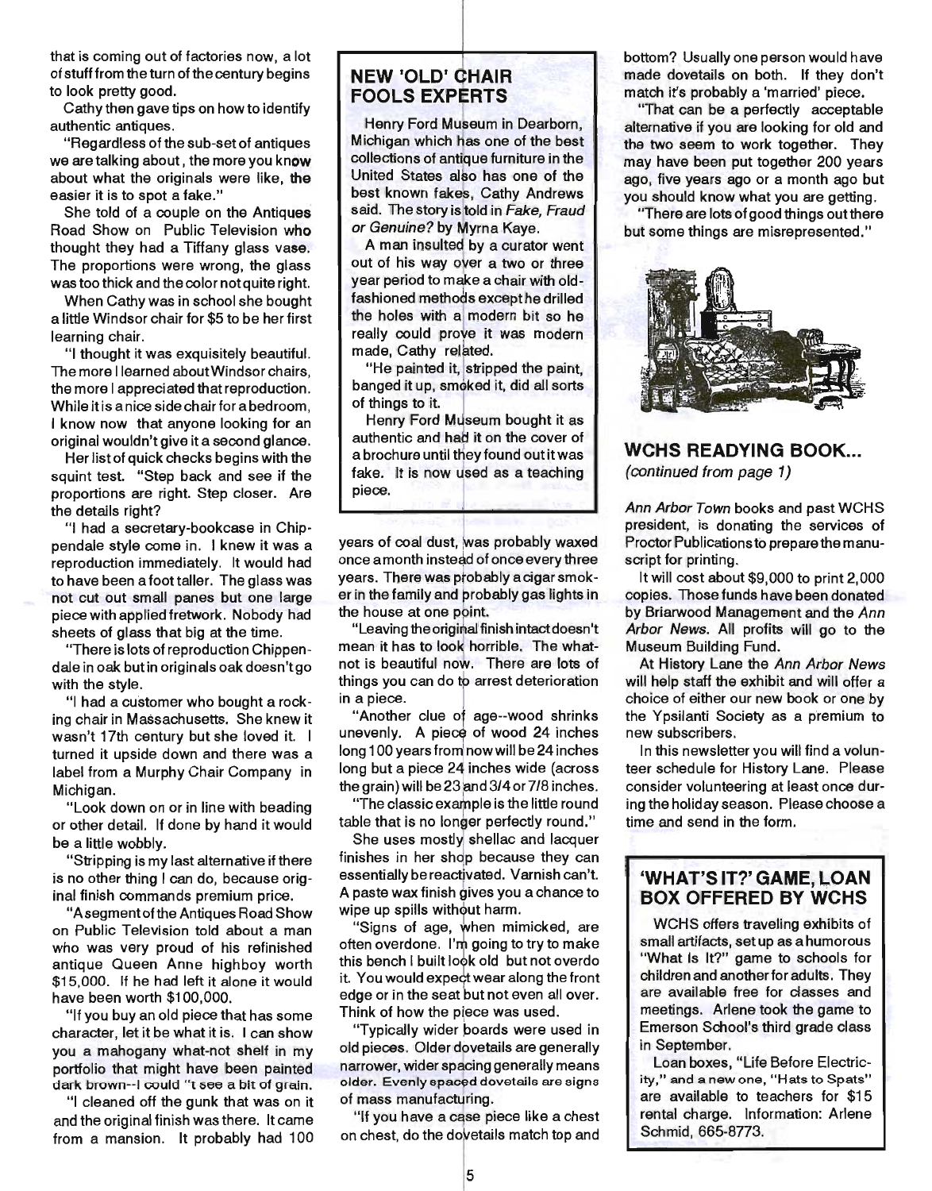that is coming out of factories now, a lot of stuff from the turn of the century begins to look pretty good.

Cathy then gave tips on how to identify authentic antiques.

"Regardless of the sub-set of antiques we are talking about, the more you know about what the originals were like, the easier it is to spot a fake."

She told of a couple on the Antiques Road Show on Public Television who thought they had a Tiffany glass vase. The proportions were wrong, the glass was too thick and the color not quite right.

When Cathy was in school she bought a little Windsor chair for $5 to be her first learning chair.

"I thought it was exquisitely beautiful. The more I learned about Windsor chairs, the more I appreciated that reproduction. While it is a nice side chair for a bedroom, I know now that anyone looking for an original wouldn't give it a second glance.

Her list of quick checks begins with the squint test. "Step back and see if the proportions are right. Step closer. Are the details right?

"I had a secretary-bookcase in Chippendale style come in. I knew it was a reproduction immediately. It would had to have been a foot taller. The glass was not cut out small panes but one large piece with applied fretwork. Nobody had sheets of glass that big at the time.

"There is lots of reproduction Chippendale in oak but in originals oak doesn't go with the style.

"I had a customer who bought a rocking chair in Massachusetts. She knew it wasn't 17th century but she loved it. I turned it upside down and there was a label from a Murphy Chair Company in Michigan.

"Look down on or in line with beading or other detail. If done by hand it would be a little wobbly.

"Stripping is my last alternative if there is no other thing I can do, because original finish commands premium price.

"A segment of the Antiques Road Show on Public Television told about a man who was very proud of his refinished antique Queen Anne highboy worth $15,000. If he had left it alone it would have been worth $100,000.

"If you buy an old piece that has some character, let it be what it is. I can show you a mahogany what-not shelf in my portfolio that might have been painted dark brown--I could 't see a bit of grain.

"I cleaned off the gunk that was on it and the original finish was there. It came from a mansion. It probably had 100 years of coal dust, was probably waxed once a month instead of once every three years. There was probably a cigar smoker in the family and probably gas lights in the house at one point.

"Leaving the original finish intact doesn't mean it has to look horrible. The what-not is beautiful now. There are lots of things you can do to arrest deterioration in a piece.

"Another clue of age--wood shrinks unevenly. A piece of wood 24 inches long 100 years from now will be 24 inches long but a piece 24 inches wide (across the grain) will be 23 and 3/4 or 7/8 inches.

"The classic example is the little round table that is no longer perfectly round."

She uses mostly shellac and lacquer finishes in her shop because they can essentially be reactivated. Varnish can't. A paste wax finish gives you a chance to wipe up spills without harm.

"Signs of age, when mimicked, are often overdone. I'm going to try to make this bench I built look old but not overdo it. You would expect wear along the front edge or in the seat but not even all over. Think of how the piece was used.

"Typically wider boards were used in old pieces. Older dovetails are generally narrower, wider spacing generally means older. Evenly spaced dovetails are signs of mass manufacturing.

"If you have a case piece like a chest on chest, do the dovetails match top and bottom? Usually one person would have made dovetails on both. If they don't match it's probably a 'married' piece.

"That can be a perfectly acceptable alternative if you are looking for old and the two seem to work together. They may have been put together 200 years ago, five years ago or a month ago but you should know what you are getting.

"There are lots of good things out there but some things are misrepresented."

## NEW 'OLD' CHAIR FOOLS EXPERTS

Henry Ford Museum in Dearborn, Michigan which has one of the best collections of antique furniture in the United States also has one of the best known fakes, Cathy Andrews said. The story is told in *Fake, Fraud or Genuine?* by Myrna Kaye.

A man insulted by a curator went out of his way over a two or three year period to make a chair with old-fashioned methods except he drilled the holes with a modern bit so he really could prove it was modern made, Cathy related.

"He painted it, stripped the paint, banged it up, smoked it, did all sorts of things to it.

Henry Ford Museum bought it as authentic and had it on the cover of a brochure until they found out it was fake. It is now used as a teaching piece.

## WCHS READYING BOOK...

*(continued from page 1)*

*Ann Arbor Town* books and past WCHS president, is donating the services of Proctor Publications to prepare the manuscript for printing.

It will cost about $9,000 to print 2,000 copies. Those funds have been donated by Briarwood Management and the *Ann Arbor News*. All profits will go to the Museum Building Fund.

At History Lane the *Ann Arbor News* will help staff the exhibit and will offer a choice of either our new book or one by the Ypsilanti Society as a premium to new subscribers.

In this newsletter you will find a volunteer schedule for History Lane. Please consider volunteering at least once during the holiday season. Please choose a time and send in the form.

## 'WHAT'S IT?' GAME, LOAN BOX OFFERED BY WCHS

WCHS offers traveling exhibits of small artifacts, set up as a humorous "What Is It?" game to schools for children and another for adults. They are available free for classes and meetings. Arlene took the game to Emerson School's third grade class in September.

Loan boxes, "Life Before Electricity," and a new one, "Hats to Spats" are available to teachers for $15 rental charge. Information: Arlene Schmid, 665-8773.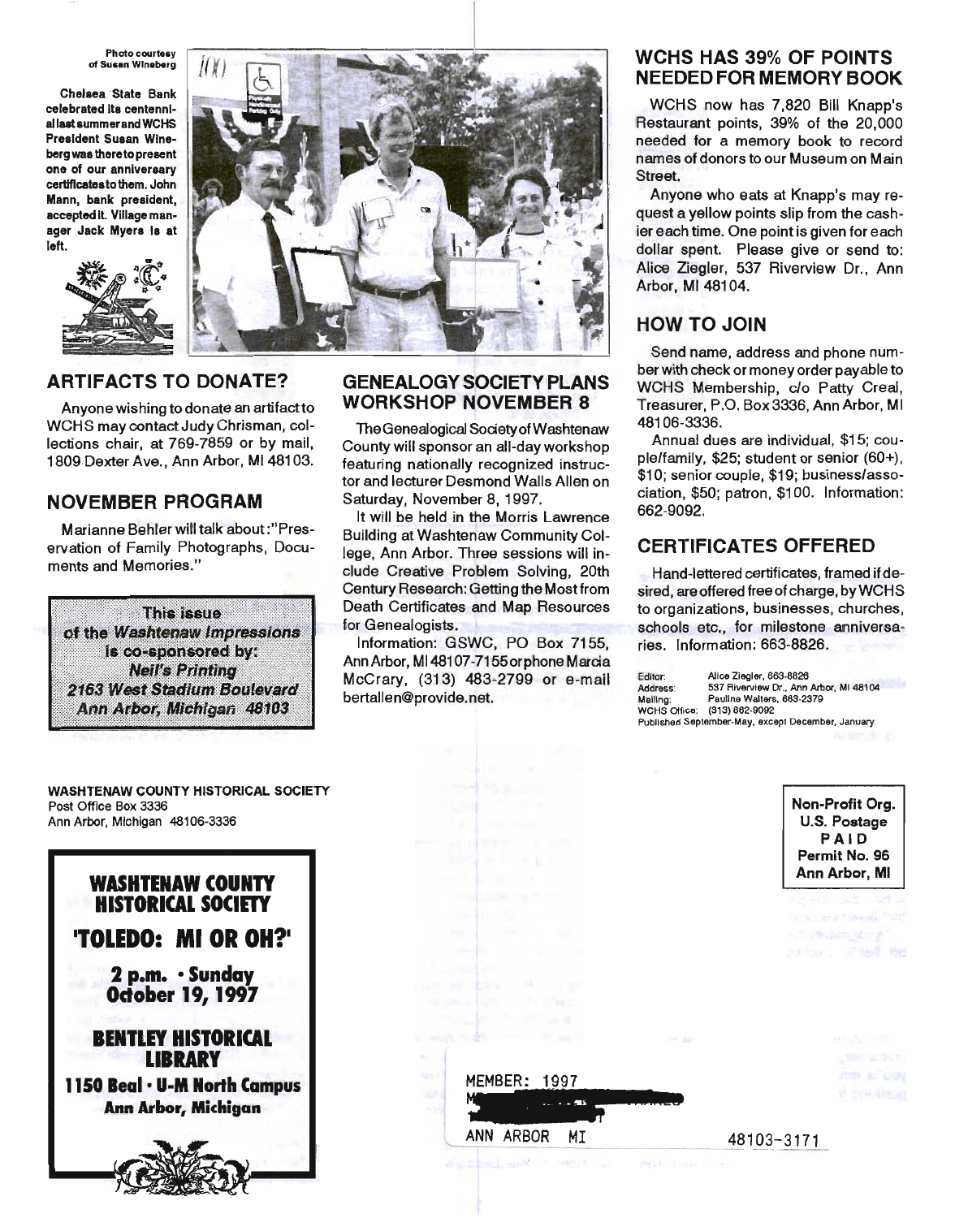Photo courtesy of Susan Wineberg

Chelsea State Bank celebrated its centennial last summer and WCHS President Susan Wineberg was there to present one of our anniversary certificates to them. John Mann, bank president, accepted it. Village manager Jack Myers is at left.

## ARTIFACTS TO DONATE?

Anyone wishing to donate an artifact to WCHS may contact Judy Chrisman, collections chair, at 769-7859 or by mail, 1809 Dexter Ave., Ann Arbor, MI 48103.

## NOVEMBER PROGRAM

Marianne Behler will talk about: "Preservation of Family Photographs, Documents and Memories."

**This issue of the *Washtenaw Impressions* is co-sponsored by: *Neil's Printing* *2163 West Stadium Boulevard* *Ann Arbor, Michigan 48103***

## GENEALOGY SOCIETY PLANS WORKSHOP NOVEMBER 8

The Genealogical Society of Washtenaw County will sponsor an all-day workshop featuring nationally recognized instructor and lecturer Desmond Walls Allen on Saturday, November 8, 1997.

It will be held in the Morris Lawrence Building at Washtenaw Community College, Ann Arbor. Three sessions will include Creative Problem Solving, 20th Century Research: Getting the Most from Death Certificates and Map Resources for Genealogists.

Information: GSWC, PO Box 7155, Ann Arbor, MI 48107-7155 or phone Marcia McCrary, (313) 483-2799 or e-mail bertallen@provide.net.

## WCHS HAS 39% OF POINTS NEEDED FOR MEMORY BOOK

WCHS now has 7,820 Bill Knapp's Restaurant points, 39% of the 20,000 needed for a memory book to record names of donors to our Museum on Main Street.

Anyone who eats at Knapp's may request a yellow points slip from the cashier each time. One point is given for each dollar spent. Please give or send to: Alice Ziegler, 537 Riverview Dr., Ann Arbor, MI 48104.

## HOW TO JOIN

Send name, address and phone number with check or money order payable to WCHS Membership, c/o Patty Creal, Treasurer, P.O. Box 3336, Ann Arbor, MI 48106-3336.

Annual dues are individual, $15; couple/family, $25; student or senior (60+), $10; senior couple, $19; business/association, $50; patron, $100. Information: 662-9092.

## CERTIFICATES OFFERED

Hand-lettered certificates, framed if desired, are offered free of charge, by WCHS to organizations, businesses, churches, schools etc., for milestone anniversaries. Information: 663-8826.

Editor: Alice Ziegler, 663-8826
Address: 537 Riverview Dr., Ann Arbor, MI 48104
Mailing: Pauline Walters, 663-2379
WCHS Office: (313) 662-9092
Published September-May, except December, January.

**WASHTENAW COUNTY HISTORICAL SOCIETY**
Post Office Box 3336
Ann Arbor, Michigan 48106-3336

**Non-Profit Org.**
**U.S. Postage**
**PAID**
**Permit No. 96**
**Ann Arbor, MI**

## WASHTENAW COUNTY HISTORICAL SOCIETY

## 'TOLEDO: MI OR OH?'

**2 p.m. • Sunday October 19, 1997**

**BENTLEY HISTORICAL LIBRARY**

**1150 Beal • U-M North Campus**
**Ann Arbor, Michigan**

MEMBER: 1997

ANN ARBOR MI 48103-3171